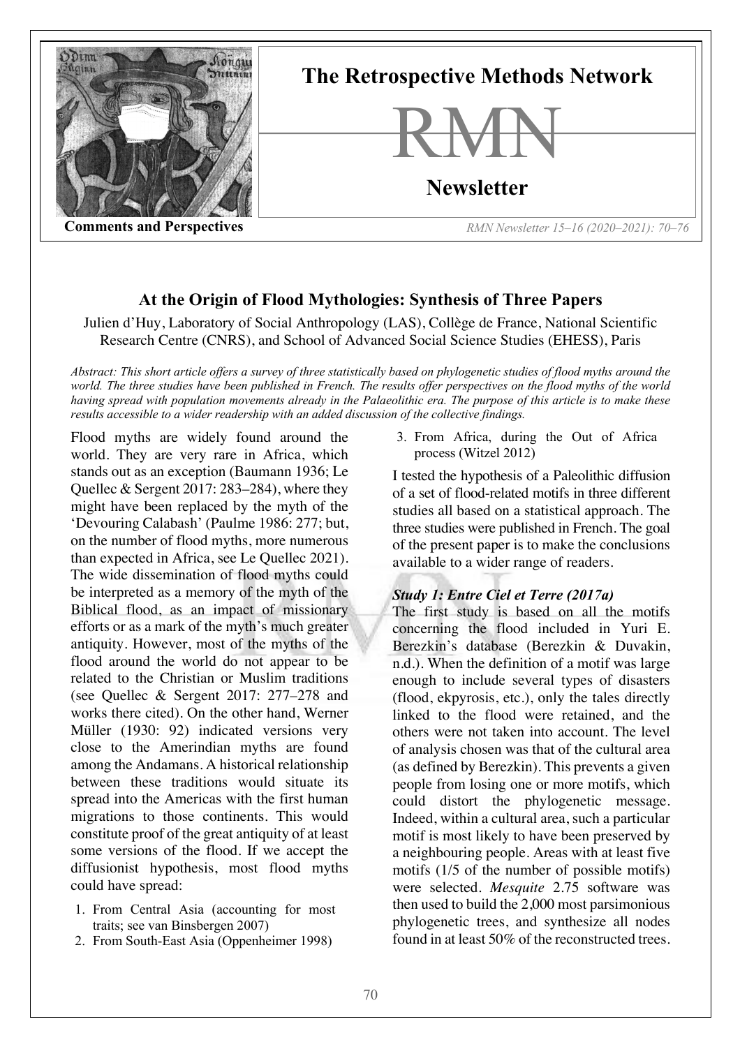**Comments and Perspectives**

# At the Origin of Flood Mythologies: Synthesis of Three Papers

Julien d'Huy, Laboratory of Social Anthropology (LAS), Collège de France, National Scientific Research Centre (CNRS), and School of Advanced Social Science Studies (EHESS), Paris

*Abstract: This short article offers a survey of three statistically based on phylogenetic studies of flood myths around the world. The three studies have been published in French. The results offer perspectives on the flood myths of the world having spread with population movements already in the Palaeolithic era. The purpose of this article is to make these results accessible to a wider readership with an added discussion of the collective findings.*

Flood myths are widely found around the world. They are very rare in Africa, which stands out as an exception (Baumann 1936; Le Quellec & Sergent 2017: 283–284), where they might have been replaced by the myth of the 'Devouring Calabash' (Paulme 1986: 277; but, on the number of flood myths, more numerous than expected in Africa, see Le Quellec 2021). The wide dissemination of flood myths could be interpreted as a memory of the myth of the Biblical flood, as an impact of missionary efforts or as a mark of the myth's much greater antiquity. However, most of the myths of the flood around the world do not appear to be related to the Christian or Muslim traditions (see Quellec & Sergent 2017: 277–278 and works there cited). On the other hand, Werner Müller (1930: 92) indicated versions very close to the Amerindian myths are found among the Andamans. A historical relationship between these traditions would situate its spread into the Americas with the first human migrations to those continents. This would constitute proof of the great antiquity of at least some versions of the flood. If we accept the diffusionist hypothesis, most flood myths could have spread:

1. From Central Asia (accounting for most traits; see van Binsbergen 2007)
2. From South-East Asia (Oppenheimer 1998)
3. From Africa, during the Out of Africa process (Witzel 2012)

I tested the hypothesis of a Paleolithic diffusion of a set of flood-related motifs in three different studies all based on a statistical approach. The three studies were published in French. The goal of the present paper is to make the conclusions available to a wider range of readers.

### *Study 1: Entre Ciel et Terre (2017a)*

The first study is based on all the motifs concerning the flood included in Yuri E. Berezkin's database (Berezkin & Duvakin, n.d.). When the definition of a motif was large enough to include several types of disasters (flood, ekpyrosis, etc.), only the tales directly linked to the flood were retained, and the others were not taken into account. The level of analysis chosen was that of the cultural area (as defined by Berezkin). This prevents a given people from losing one or more motifs, which could distort the phylogenetic message. Indeed, within a cultural area, such a particular motif is most likely to have been preserved by a neighbouring people. Areas with at least five motifs (1/5 of the number of possible motifs) were selected. *Mesquite* 2.75 software was then used to build the 2,000 most parsimonious phylogenetic trees, and synthesize all nodes found in at least 50% of the reconstructed trees.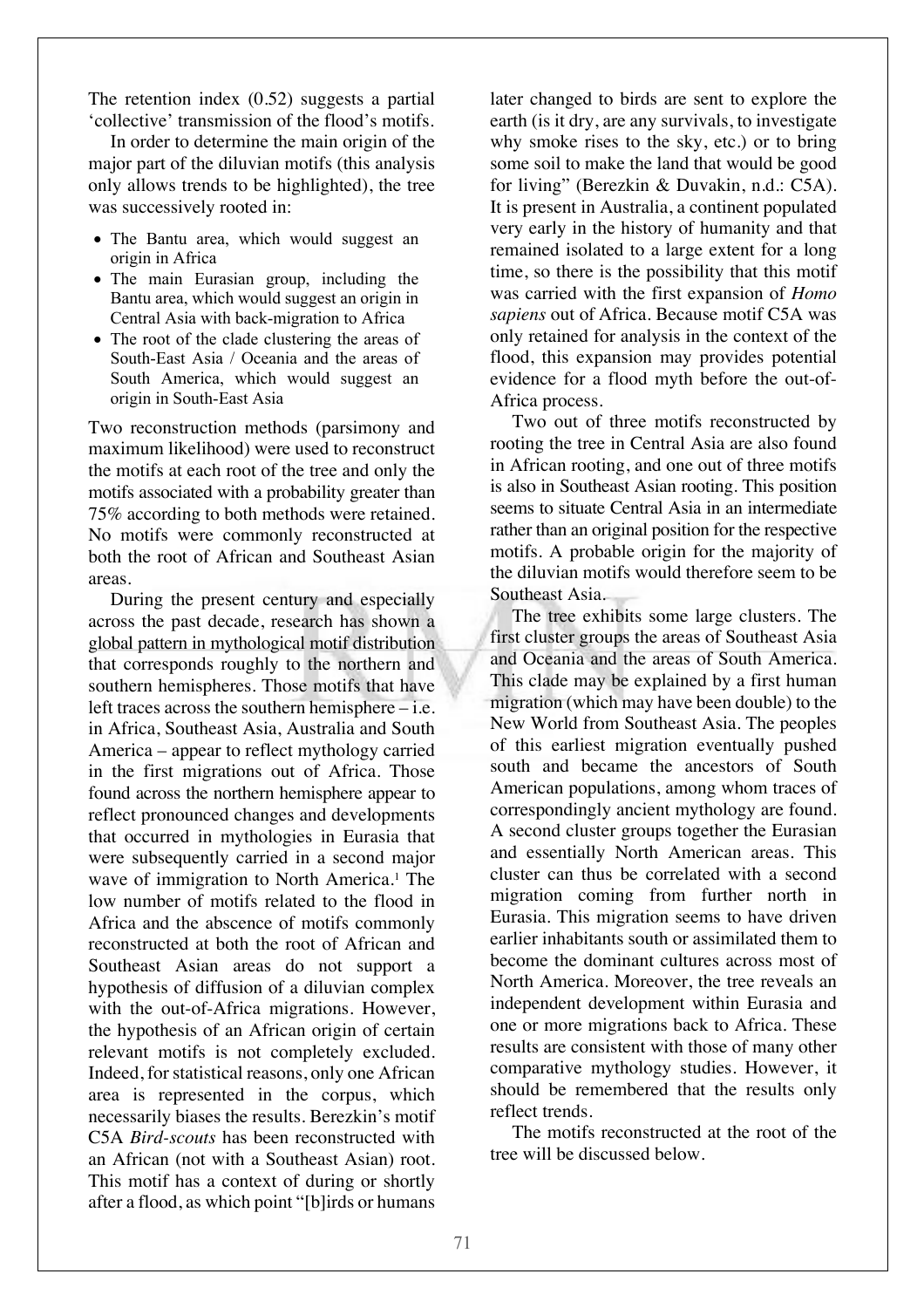The retention index (0.52) suggests a partial 'collective' transmission of the flood's motifs.

In order to determine the main origin of the major part of the diluvian motifs (this analysis only allows trends to be highlighted), the tree was successively rooted in:

- The Bantu area, which would suggest an origin in Africa
- The main Eurasian group, including the Bantu area, which would suggest an origin in Central Asia with back-migration to Africa
- The root of the clade clustering the areas of South-East Asia / Oceania and the areas of South America, which would suggest an origin in South-East Asia

Two reconstruction methods (parsimony and maximum likelihood) were used to reconstruct the motifs at each root of the tree and only the motifs associated with a probability greater than 75% according to both methods were retained. No motifs were commonly reconstructed at both the root of African and Southeast Asian areas.

During the present century and especially across the past decade, research has shown a global pattern in mythological motif distribution that corresponds roughly to the northern and southern hemispheres. Those motifs that have left traces across the southern hemisphere – i.e. in Africa, Southeast Asia, Australia and South America – appear to reflect mythology carried in the first migrations out of Africa. Those found across the northern hemisphere appear to reflect pronounced changes and developments that occurred in mythologies in Eurasia that were subsequently carried in a second major wave of immigration to North America.[1] The low number of motifs related to the flood in Africa and the abscence of motifs commonly reconstructed at both the root of African and Southeast Asian areas do not support a hypothesis of diffusion of a diluvian complex with the out-of-Africa migrations. However, the hypothesis of an African origin of certain relevant motifs is not completely excluded. Indeed, for statistical reasons, only one African area is represented in the corpus, which necessarily biases the results. Berezkin's motif C5A *Bird-scouts* has been reconstructed with an African (not with a Southeast Asian) root. This motif has a context of during or shortly after a flood, as which point "[b]irds or humans later changed to birds are sent to explore the earth (is it dry, are any survivals, to investigate why smoke rises to the sky, etc.) or to bring some soil to make the land that would be good for living" (Berezkin & Duvakin, n.d.: C5A). It is present in Australia, a continent populated very early in the history of humanity and that remained isolated to a large extent for a long time, so there is the possibility that this motif was carried with the first expansion of *Homo sapiens* out of Africa. Because motif C5A was only retained for analysis in the context of the flood, this expansion may provides potential evidence for a flood myth before the out-of-Africa process.

Two out of three motifs reconstructed by rooting the tree in Central Asia are also found in African rooting, and one out of three motifs is also in Southeast Asian rooting. This position seems to situate Central Asia in an intermediate rather than an original position for the respective motifs. A probable origin for the majority of the diluvian motifs would therefore seem to be Southeast Asia.

The tree exhibits some large clusters. The first cluster groups the areas of Southeast Asia and Oceania and the areas of South America. This clade may be explained by a first human migration (which may have been double) to the New World from Southeast Asia. The peoples of this earliest migration eventually pushed south and became the ancestors of South American populations, among whom traces of correspondingly ancient mythology are found. A second cluster groups together the Eurasian and essentially North American areas. This cluster can thus be correlated with a second migration coming from further north in Eurasia. This migration seems to have driven earlier inhabitants south or assimilated them to become the dominant cultures across most of North America. Moreover, the tree reveals an independent development within Eurasia and one or more migrations back to Africa. These results are consistent with those of many other comparative mythology studies. However, it should be remembered that the results only reflect trends.

The motifs reconstructed at the root of the tree will be discussed below.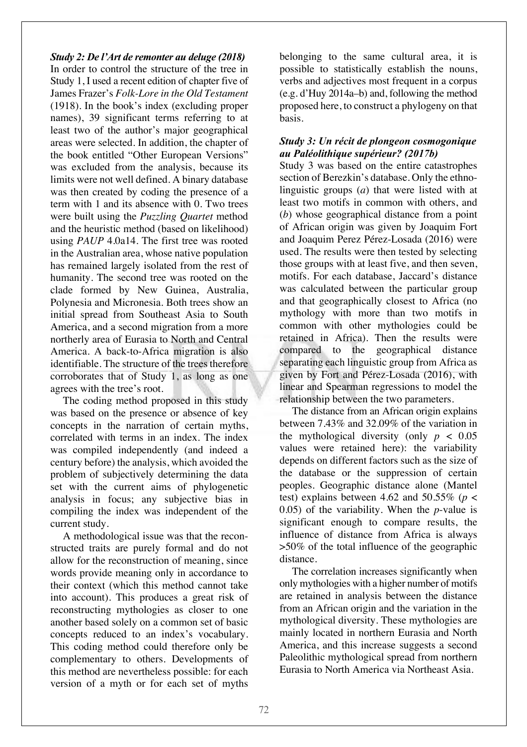### *Study 2: De l'Art de remonter au deluge (2018)*

In order to control the structure of the tree in Study 1, I used a recent edition of chapter five of James Frazer's *Folk-Lore in the Old Testament* (1918). In the book's index (excluding proper names), 39 significant terms referring to at least two of the author's major geographical areas were selected. In addition, the chapter of the book entitled "Other European Versions" was excluded from the analysis, because its limits were not well defined. A binary database was then created by coding the presence of a term with 1 and its absence with 0. Two trees were built using the *Puzzling Quartet* method and the heuristic method (based on likelihood) using *PAUP* 4.0a14. The first tree was rooted in the Australian area, whose native population has remained largely isolated from the rest of humanity. The second tree was rooted on the clade formed by New Guinea, Australia, Polynesia and Micronesia. Both trees show an initial spread from Southeast Asia to South America, and a second migration from a more northerly area of Eurasia to North and Central America. A back-to-Africa migration is also identifiable. The structure of the trees therefore corroborates that of Study 1, as long as one agrees with the tree's root.

The coding method proposed in this study was based on the presence or absence of key concepts in the narration of certain myths, correlated with terms in an index. The index was compiled independently (and indeed a century before) the analysis, which avoided the problem of subjectively determining the data set with the current aims of phylogenetic analysis in focus; any subjective bias in compiling the index was independent of the current study.

A methodological issue was that the reconstructed traits are purely formal and do not allow for the reconstruction of meaning, since words provide meaning only in accordance to their context (which this method cannot take into account). This produces a great risk of reconstructing mythologies as closer to one another based solely on a common set of basic concepts reduced to an index's vocabulary. This coding method could therefore only be complementary to others. Developments of this method are nevertheless possible: for each version of a myth or for each set of myths belonging to the same cultural area, it is possible to statistically establish the nouns, verbs and adjectives most frequent in a corpus (e.g. d'Huy 2014a–b) and, following the method proposed here, to construct a phylogeny on that basis.

### *Study 3: Un récit de plongeon cosmogonique au Paléolithique supérieur? (2017b)*

Study 3 was based on the entire catastrophes section of Berezkin's database. Only the ethno-linguistic groups (*a*) that were listed with at least two motifs in common with others, and (*b*) whose geographical distance from a point of African origin was given by Joaquim Fort and Joaquim Perez Pérez-Losada (2016) were used. The results were then tested by selecting those groups with at least five, and then seven, motifs. For each database, Jaccard's distance was calculated between the particular group and that geographically closest to Africa (no mythology with more than two motifs in common with other mythologies could be retained in Africa). Then the results were compared to the geographical distance separating each linguistic group from Africa as given by Fort and Pérez-Losada (2016), with linear and Spearman regressions to model the relationship between the two parameters.

The distance from an African origin explains between 7.43% and 32.09% of the variation in the mythological diversity (only $p < 0.05$ values were retained here): the variability depends on different factors such as the size of the database or the suppression of certain peoples. Geographic distance alone (Mantel test) explains between 4.62 and 50.55% ($p < 0.05$) of the variability. When the $p$-value is significant enough to compare results, the influence of distance from Africa is always >50% of the total influence of the geographic distance.

The correlation increases significantly when only mythologies with a higher number of motifs are retained in analysis between the distance from an African origin and the variation in the mythological diversity. These mythologies are mainly located in northern Eurasia and North America, and this increase suggests a second Paleolithic mythological spread from northern Eurasia to North America via Northeast Asia.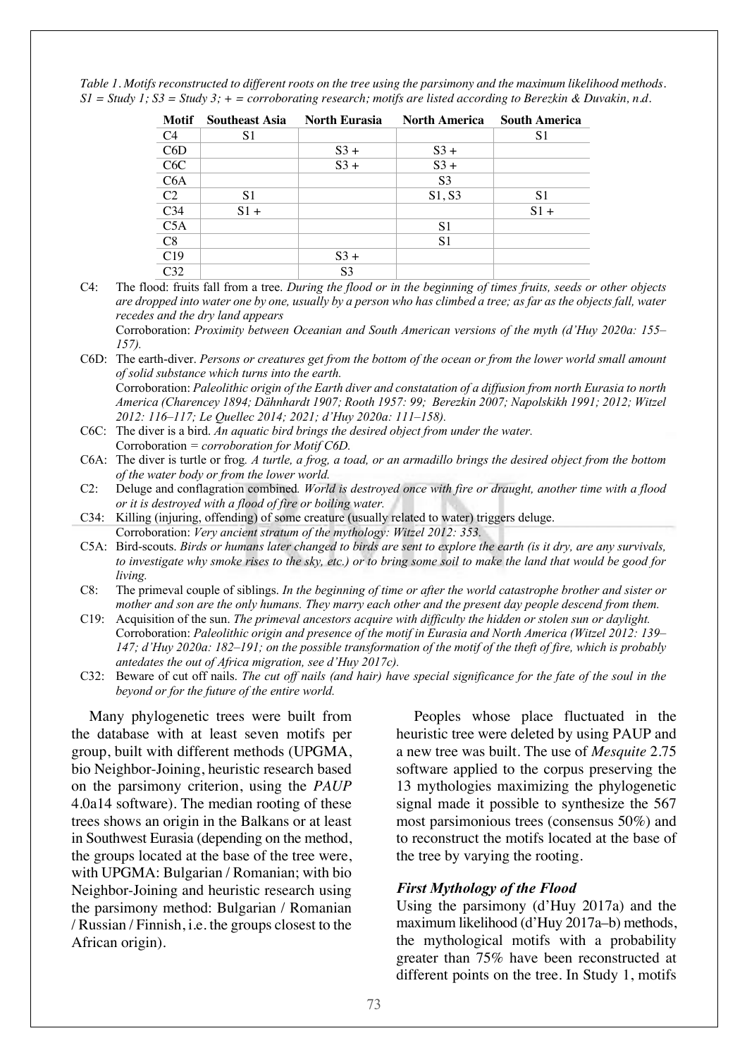*Table 1. Motifs reconstructed to different roots on the tree using the parsimony and the maximum likelihood methods. S1 = Study 1; S3 = Study 3; + = corroborating research; motifs are listed according to Berezkin & Duvakin, n.d.*

| Motif | Southeast Asia | North Eurasia | North America | South America |
|---|---|---|---|---|
| C4 | S1 | | | S1 |
| C6D | | S3 + | S3 + | |
| C6C | | S3 + | S3 + | |
| C6A | | | S3 | |
| C2 | S1 | | S1, S3 | S1 |
| C34 | S1 + | | | S1 + |
| C5A | | | S1 | |
| C8 | | | S1 | |
| C19 | | S3 + | | |
| C32 | | S3 | | |

C4: The flood: fruits fall from a tree. *During the flood or in the beginning of times fruits, seeds or other objects are dropped into water one by one, usually by a person who has climbed a tree; as far as the objects fall, water recedes and the dry land appears*
Corroboration: *Proximity between Oceanian and South American versions of the myth (d'Huy 2020a: 155–157).*

C6D: The earth-diver. *Persons or creatures get from the bottom of the ocean or from the lower world small amount of solid substance which turns into the earth.*
Corroboration: *Paleolithic origin of the Earth diver and constatation of a diffusion from north Eurasia to north America (Charencey 1894; Dähnhardt 1907; Rooth 1957: 99; Berezkin 2007; Napolskikh 1991; 2012; Witzel 2012: 116–117; Le Quellec 2014; 2021; d'Huy 2020a: 111–158).*

C6C: The diver is a bird. *An aquatic bird brings the desired object from under the water.*
Corroboration = *corroboration for Motif C6D.*

C6A: The diver is turtle or frog*. A turtle, a frog, a toad, or an armadillo brings the desired object from the bottom of the water body or from the lower world.*

C2: Deluge and conflagration combined*. World is destroyed once with fire or draught, another time with a flood or it is destroyed with a flood of fire or boiling water.*

C34: Killing (injuring, offending) of some creature (usually related to water) triggers deluge.
Corroboration: *Very ancient stratum of the mythology: Witzel 2012: 353.*

C5A: Bird-scouts. *Birds or humans later changed to birds are sent to explore the earth (is it dry, are any survivals, to investigate why smoke rises to the sky, etc.) or to bring some soil to make the land that would be good for living.*

C8: The primeval couple of siblings. *In the beginning of time or after the world catastrophe brother and sister or mother and son are the only humans. They marry each other and the present day people descend from them.*

C19: Acquisition of the sun. *The primeval ancestors acquire with difficulty the hidden or stolen sun or daylight.*
Corroboration: *Paleolithic origin and presence of the motif in Eurasia and North America (Witzel 2012: 139–147; d'Huy 2020a: 182–191; on the possible transformation of the motif of the theft of fire, which is probably antedates the out of Africa migration, see d'Huy 2017c).*

C32: Beware of cut off nails. *The cut off nails (and hair) have special significance for the fate of the soul in the beyond or for the future of the entire world.*

Many phylogenetic trees were built from the database with at least seven motifs per group, built with different methods (UPGMA, bio Neighbor-Joining, heuristic research based on the parsimony criterion, using the *PAUP* 4.0a14 software). The median rooting of these trees shows an origin in the Balkans or at least in Southwest Eurasia (depending on the method, the groups located at the base of the tree were, with UPGMA: Bulgarian / Romanian; with bio Neighbor-Joining and heuristic research using the parsimony method: Bulgarian / Romanian / Russian / Finnish, i.e. the groups closest to the African origin).

Peoples whose place fluctuated in the heuristic tree were deleted by using PAUP and a new tree was built. The use of *Mesquite* 2.75 software applied to the corpus preserving the 13 mythologies maximizing the phylogenetic signal made it possible to synthesize the 567 most parsimonious trees (consensus 50%) and to reconstruct the motifs located at the base of the tree by varying the rooting.

### *First Mythology of the Flood*

Using the parsimony (d'Huy 2017a) and the maximum likelihood (d'Huy 2017a–b) methods, the mythological motifs with a probability greater than 75% have been reconstructed at different points on the tree. In Study 1, motifs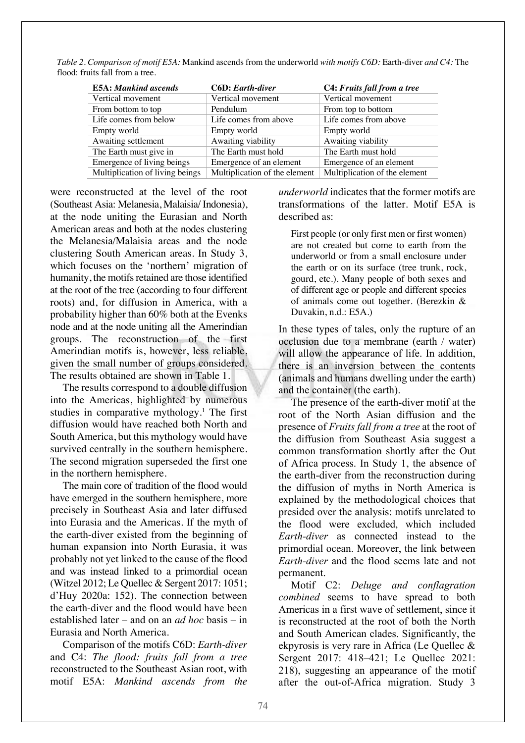*Table 2. Comparison of motif E5A:* Mankind ascends from the underworld *with motifs C6D:* Earth-diver *and C4:* The flood: fruits fall from a tree.

| **E5A:** *Mankind ascends* | **C6D:** *Earth-diver* | **C4:** *Fruits fall from a tree* |
|---|---|---|
| Vertical movement | Vertical movement | Vertical movement |
| From bottom to top | Pendulum | From top to bottom |
| Life comes from below | Life comes from above | Life comes from above |
| Empty world | Empty world | Empty world |
| Awaiting settlement | Awaiting viability | Awaiting viability |
| The Earth must give in | The Earth must hold | The Earth must hold |
| Emergence of living beings | Emergence of an element | Emergence of an element |
| Multiplication of living beings | Multiplication of the element | Multiplication of the element |

were reconstructed at the level of the root (Southeast Asia: Melanesia, Malaisia/ Indonesia), at the node uniting the Eurasian and North American areas and both at the nodes clustering the Melanesia/Malaisia areas and the node clustering South American areas. In Study 3, which focuses on the 'northern' migration of humanity, the motifs retained are those identified at the root of the tree (according to four different roots) and, for diffusion in America, with a probability higher than 60% both at the Evenks node and at the node uniting all the Amerindian groups. The reconstruction of the first Amerindian motifs is, however, less reliable, given the small number of groups considered. The results obtained are shown in Table 1.

The results correspond to a double diffusion into the Americas, highlighted by numerous studies in comparative mythology.[1] The first diffusion would have reached both North and South America, but this mythology would have survived centrally in the southern hemisphere. The second migration superseded the first one in the northern hemisphere.

The main core of tradition of the flood would have emerged in the southern hemisphere, more precisely in Southeast Asia and later diffused into Eurasia and the Americas. If the myth of the earth-diver existed from the beginning of human expansion into North Eurasia, it was probably not yet linked to the cause of the flood and was instead linked to a primordial ocean (Witzel 2012; Le Quellec & Sergent 2017: 1051; d'Huy 2020a: 152). The connection between the earth-diver and the flood would have been established later – and on an *ad hoc* basis – in Eurasia and North America.

Comparison of the motifs C6D: *Earth-diver* and C4: *The flood: fruits fall from a tree* reconstructed to the Southeast Asian root, with motif E5A: *Mankind ascends from the underworld* indicates that the former motifs are transformations of the latter. Motif E5A is described as:

> First people (or only first men or first women) are not created but come to earth from the underworld or from a small enclosure under the earth or on its surface (tree trunk, rock, gourd, etc.). Many people of both sexes and of different age or people and different species of animals come out together. (Berezkin & Duvakin, n.d.: E5A.)

In these types of tales, only the rupture of an occlusion due to a membrane (earth / water) will allow the appearance of life. In addition, there is an inversion between the contents (animals and humans dwelling under the earth) and the container (the earth).

The presence of the earth-diver motif at the root of the North Asian diffusion and the presence of *Fruits fall from a tree* at the root of the diffusion from Southeast Asia suggest a common transformation shortly after the Out of Africa process. In Study 1, the absence of the earth-diver from the reconstruction during the diffusion of myths in North America is explained by the methodological choices that presided over the analysis: motifs unrelated to the flood were excluded, which included *Earth-diver* as connected instead to the primordial ocean. Moreover, the link between *Earth-diver* and the flood seems late and not permanent.

Motif C2: *Deluge and conflagration combined* seems to have spread to both Americas in a first wave of settlement, since it is reconstructed at the root of both the North and South American clades. Significantly, the ekpyrosis is very rare in Africa (Le Quellec & Sergent 2017: 418–421; Le Quellec 2021: 218), suggesting an appearance of the motif after the out-of-Africa migration. Study 3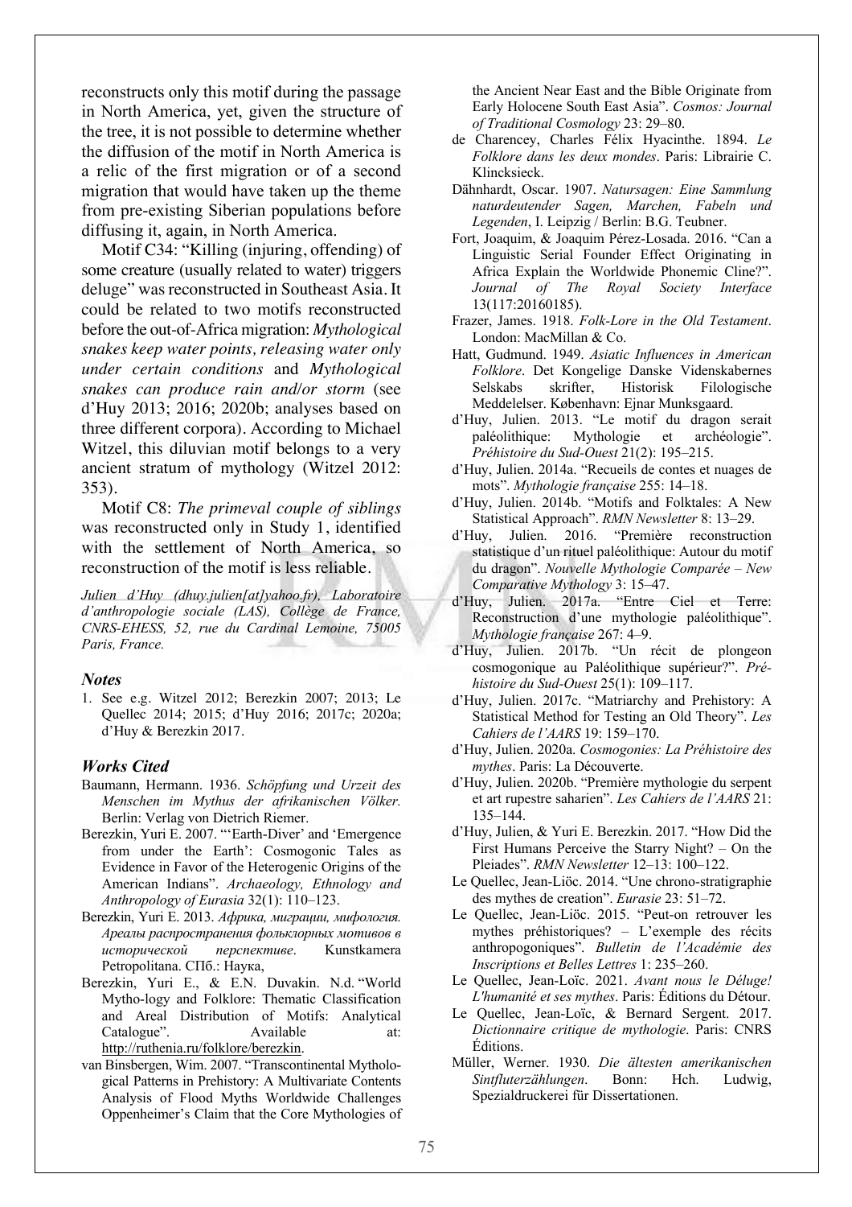reconstructs only this motif during the passage in North America, yet, given the structure of the tree, it is not possible to determine whether the diffusion of the motif in North America is a relic of the first migration or of a second migration that would have taken up the theme from pre-existing Siberian populations before diffusing it, again, in North America.

Motif C34: "Killing (injuring, offending) of some creature (usually related to water) triggers deluge" was reconstructed in Southeast Asia. It could be related to two motifs reconstructed before the out-of-Africa migration: *Mythological snakes keep water points, releasing water only under certain conditions* and *Mythological snakes can produce rain and/or storm* (see d'Huy 2013; 2016; 2020b; analyses based on three different corpora). According to Michael Witzel, this diluvian motif belongs to a very ancient stratum of mythology (Witzel 2012: 353).

Motif C8: *The primeval couple of siblings* was reconstructed only in Study 1, identified with the settlement of North America, so reconstruction of the motif is less reliable.

*Julien d'Huy (dhuy.julien[at]yahoo.fr), Laboratoire d'anthropologie sociale (LAS), Collège de France, CNRS-EHESS, 52, rue du Cardinal Lemoine, 75005 Paris, France.*

### *Notes*

1. See e.g. Witzel 2012; Berezkin 2007; 2013; Le Quellec 2014; 2015; d'Huy 2016; 2017c; 2020a; d'Huy & Berezkin 2017.

### *Works Cited*

Baumann, Hermann. 1936. *Schöpfung und Urzeit des Menschen im Mythus der afrikanischen Völker*. Berlin: Verlag von Dietrich Riemer.

Berezkin, Yuri E. 2007. "'Earth-Diver' and 'Emergence from under the Earth': Cosmogonic Tales as Evidence in Favor of the Heterogenic Origins of the American Indians". *Archaeology, Ethnology and Anthropology of Eurasia* 32(1): 110–123.

Berezkin, Yuri E. 2013. *Африка, миграции, мифология. Ареалы распространения фольклорных мотивов в исторической перспективе*. Kunstkamera Petropolitana. СПб.: Наука,

Berezkin, Yuri E., & E.N. Duvakin. N.d. "World Mytho-logy and Folklore: Thematic Classification and Areal Distribution of Motifs: Analytical Catalogue". Available at: http://ruthenia.ru/folklore/berezkin.

van Binsbergen, Wim. 2007. "Transcontinental Mythological Patterns in Prehistory: A Multivariate Contents Analysis of Flood Myths Worldwide Challenges Oppenheimer's Claim that the Core Mythologies of the Ancient Near East and the Bible Originate from Early Holocene South East Asia". *Cosmos: Journal of Traditional Cosmology* 23: 29–80.

de Charencey, Charles Félix Hyacinthe. 1894. *Le Folklore dans les deux mondes*. Paris: Librairie C. Klincksieck.

Dähnhardt, Oscar. 1907. *Natursagen: Eine Sammlung naturdeutender Sagen, Marchen, Fabeln und Legenden*, I. Leipzig / Berlin: B.G. Teubner.

Fort, Joaquim, & Joaquim Pérez-Losada. 2016. "Can a Linguistic Serial Founder Effect Originating in Africa Explain the Worldwide Phonemic Cline?". *Journal of The Royal Society Interface* 13(117:20160185).

Frazer, James. 1918. *Folk-Lore in the Old Testament*. London: MacMillan & Co.

Hatt, Gudmund. 1949. *Asiatic Influences in American Folklore*. Det Kongelige Danske Videnskabernes Selskabs skrifter, Historisk Filologische Meddelelser. København: Ejnar Munksgaard.

d'Huy, Julien. 2013. "Le motif du dragon serait paléolithique: Mythologie et archéologie". *Préhistoire du Sud-Ouest* 21(2): 195–215.

d'Huy, Julien. 2014a. "Recueils de contes et nuages de mots". *Mythologie française* 255: 14–18.

d'Huy, Julien. 2014b. "Motifs and Folktales: A New Statistical Approach". *RMN Newsletter* 8: 13–29.

d'Huy, Julien. 2016. "Première reconstruction statistique d'un rituel paléolithique: Autour du motif du dragon". *Nouvelle Mythologie Comparée – New Comparative Mythology* 3: 15–47.

d'Huy, Julien. 2017a. "Entre Ciel et Terre: Reconstruction d'une mythologie paléolithique". *Mythologie française* 267: 4–9.

d'Huy, Julien. 2017b. "Un récit de plongeon cosmogonique au Paléolithique supérieur?". *Préhistoire du Sud-Ouest* 25(1): 109–117.

d'Huy, Julien. 2017c. "Matriarchy and Prehistory: A Statistical Method for Testing an Old Theory". *Les Cahiers de l'AARS* 19: 159–170.

d'Huy, Julien. 2020a. *Cosmogonies: La Préhistoire des mythes*. Paris: La Découverte.

d'Huy, Julien. 2020b. "Première mythologie du serpent et art rupestre saharien". *Les Cahiers de l'AARS* 21: 135–144.

d'Huy, Julien, & Yuri E. Berezkin. 2017. "How Did the First Humans Perceive the Starry Night? – On the Pleiades". *RMN Newsletter* 12–13: 100–122.

Le Quellec, Jean-Liöc. 2014. "Une chrono-stratigraphie des mythes de creation". *Eurasie* 23: 51–72.

Le Quellec, Jean-Liöc. 2015. "Peut-on retrouver les mythes préhistoriques? – L'exemple des récits anthropogoniques". *Bulletin de l'Académie des Inscriptions et Belles Lettres* 1: 235–260.

Le Quellec, Jean-Loïc. 2021. *Avant nous le Déluge! L'humanité et ses mythes*. Paris: Éditions du Détour.

Le Quellec, Jean-Loïc, & Bernard Sergent. 2017. *Dictionnaire critique de mythologie*. Paris: CNRS Éditions.

Müller, Werner. 1930. *Die ältesten amerikanischen Sintfluterzählungen*. Bonn: Hch. Ludwig, Spezialdruckerei für Dissertationen.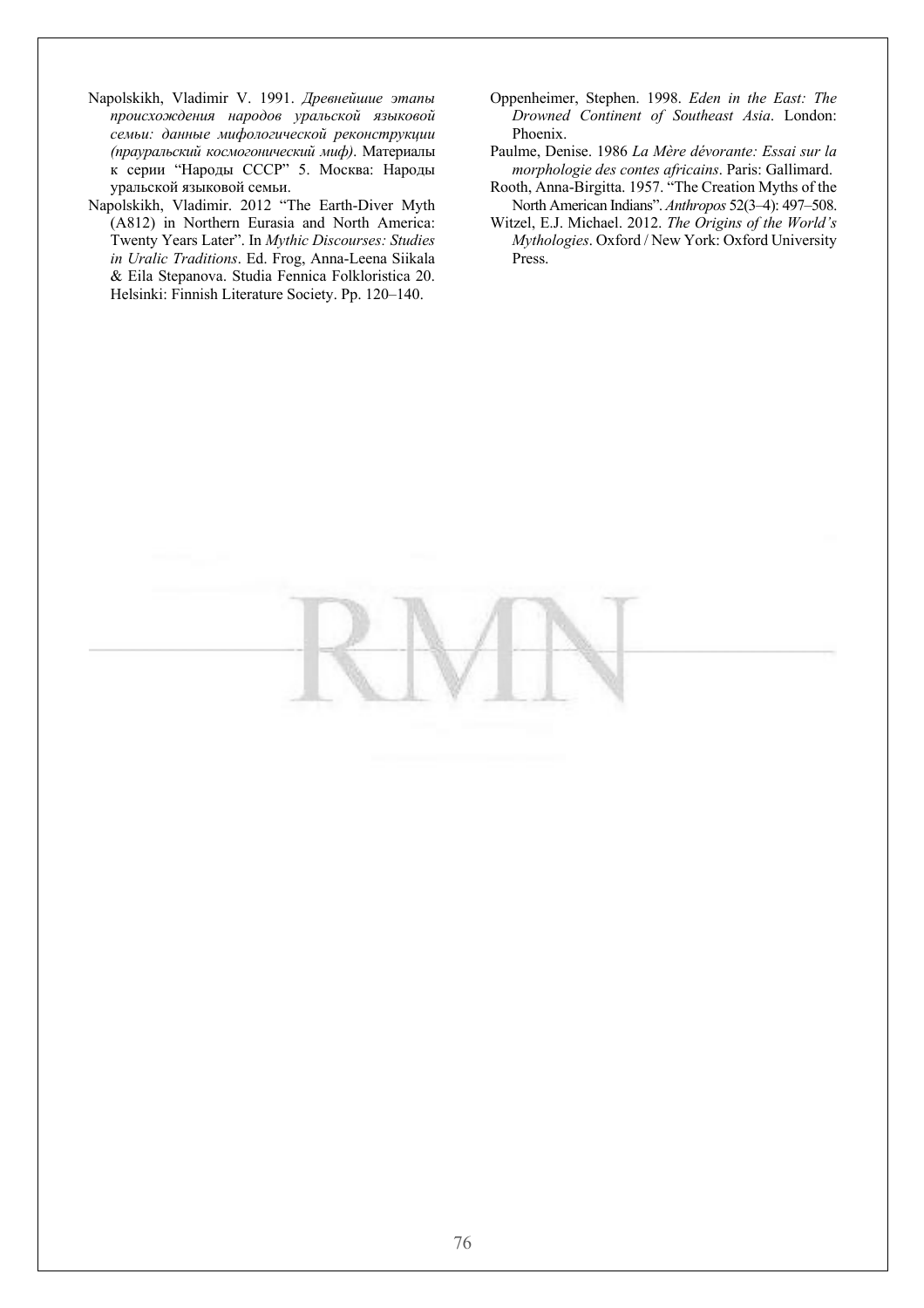Napolskikh, Vladimir V. 1991. *Древнейшие этапы происхождения народов уральской языковой семьи: данные мифологической реконструкции (прауральский космогонический миф)*. Материалы к серии "Народы СССР" 5. Москва: Народы уральской языковой семьи.

Napolskikh, Vladimir. 2012 "The Earth-Diver Myth (A812) in Northern Eurasia and North America: Twenty Years Later". In *Mythic Discourses: Studies in Uralic Traditions*. Ed. Frog, Anna-Leena Siikala & Eila Stepanova. Studia Fennica Folkloristica 20. Helsinki: Finnish Literature Society. Pp. 120–140.

Oppenheimer, Stephen. 1998. *Eden in the East: The Drowned Continent of Southeast Asia*. London: Phoenix.

Paulme, Denise. 1986 *La Mère dévorante: Essai sur la morphologie des contes africains*. Paris: Gallimard.

Rooth, Anna-Birgitta. 1957. "The Creation Myths of the North American Indians". *Anthropos* 52(3–4): 497–508.

Witzel, E.J. Michael. 2012. *The Origins of the World's Mythologies*. Oxford / New York: Oxford University Press.